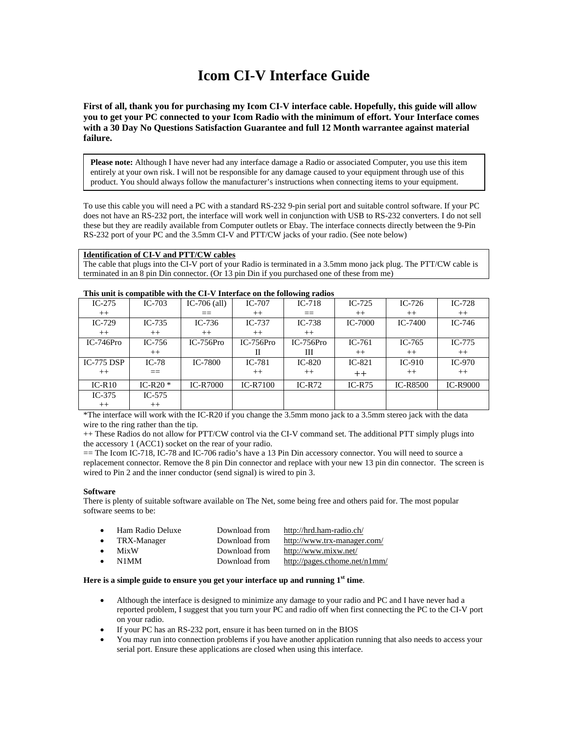# Icom CI-V Interface Guide

**First of all, thank you for purchasing my Icom CI-V interface cable. Hopefully, this guide will allow you to get your PC connected to your Icom Radio with the minimum of effort. Your Interface comes with a 30 Day No Questions Satisfaction Guarantee and full 12 Month warrantee against material failure.**

> **Please note:** Although I have never had any interface damage a Radio or associated Computer, you use this item entirely at your own risk. I will not be responsible for any damage caused to your equipment through use of this product. You should always follow the manufacturer's instructions when connecting items to your equipment.

To use this cable you will need a PC with a standard RS-232 9-pin serial port and suitable control software. If your PC does not have an RS-232 port, the interface will work well in conjunction with USB to RS-232 converters. I do not sell these but they are readily available from Computer outlets or Ebay. The interface connects directly between the 9-Pin RS-232 port of your PC and the 3.5mm CI-V and PTT/CW jacks of your radio. (See note below)

**Identification of CI-V and PTT/CW cables**
The cable that plugs into the CI-V port of your Radio is terminated in a 3.5mm mono jack plug. The PTT/CW cable is terminated in an 8 pin Din connector. (Or 13 pin Din if you purchased one of these from me)

**This unit is compatible with the CI-V Interface on the following radios**

| | | | | | | | |
|---|---|---|---|---|---|---|---|
| IC-275 ++ | IC-703 | IC-706 (all) == | IC-707 ++ | IC-718 == | IC-725 ++ | IC-726 ++ | IC-728 ++ |
| IC-729 ++ | IC-735 ++ | IC-736 ++ | IC-737 ++ | IC-738 ++ | IC-7000 | IC-7400 | IC-746 |
| IC-746Pro | IC-756 ++ | IC-756Pro | IC-756Pro II | IC-756Pro III | IC-761 ++ | IC-765 ++ | IC-775 ++ |
| IC-775 DSP ++ | IC-78 == | IC-7800 | IC-781 ++ | IC-820 ++ | IC-821 ++ | IC-910 ++ | IC-970 ++ |
| IC-R10 | IC-R20 * | IC-R7000 | IC-R7100 | IC-R72 | IC-R75 | IC-R8500 | IC-R9000 |
| IC-375 ++ | IC-575 ++ | | | | | | |

*The interface will work with the IC-R20 if you change the 3.5mm mono jack to a 3.5mm stereo jack with the data wire to the ring rather than the tip.
++ These Radios do not allow for PTT/CW control via the CI-V command set. The additional PTT simply plugs into the accessory 1 (ACC1) socket on the rear of your radio.
== The Icom IC-718, IC-78 and IC-706 radio's have a 13 Pin Din accessory connector. You will need to source a replacement connector. Remove the 8 pin Din connector and replace with your new 13 pin din connector. The screen is wired to Pin 2 and the inner conductor (send signal) is wired to pin 3.

**Software**
There is plenty of suitable software available on The Net, some being free and others paid for. The most popular software seems to be:

- Ham Radio Deluxe — Download from http://hrd.ham-radio.ch/
- TRX-Manager — Download from http://www.trx-manager.com/
- MixW — Download from http://www.mixw.net/
- N1MM — Download from http://pages.cthome.net/n1mm/

**Here is a simple guide to ensure you get your interface up and running 1st time**.

- Although the interface is designed to minimize any damage to your radio and PC and I have never had a reported problem, I suggest that you turn your PC and radio off when first connecting the PC to the CI-V port on your radio.
- If your PC has an RS-232 port, ensure it has been turned on in the BIOS
- You may run into connection problems if you have another application running that also needs to access your serial port. Ensure these applications are closed when using this interface.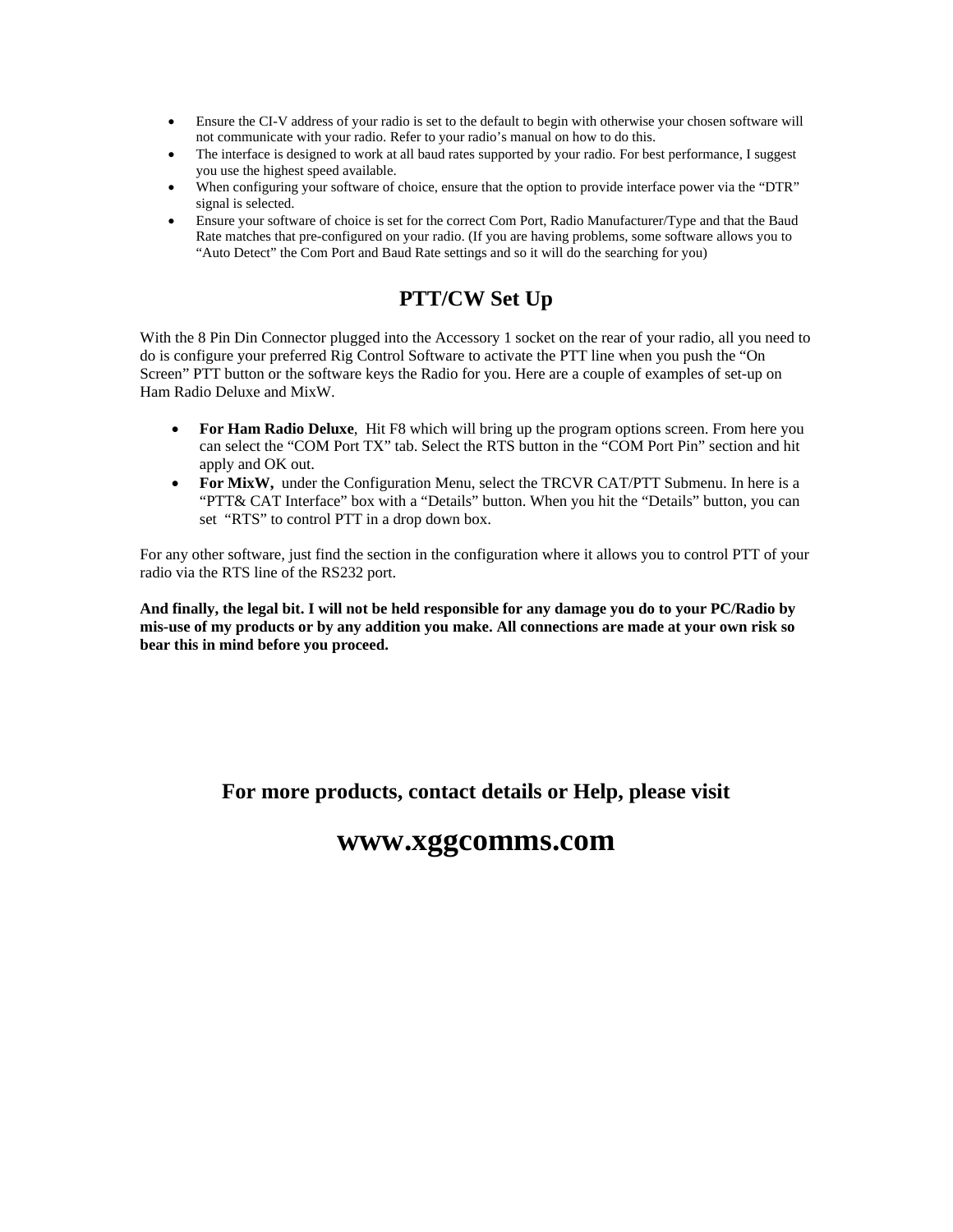- Ensure the CI-V address of your radio is set to the default to begin with otherwise your chosen software will not communicate with your radio. Refer to your radio's manual on how to do this.
- The interface is designed to work at all baud rates supported by your radio. For best performance, I suggest you use the highest speed available.
- When configuring your software of choice, ensure that the option to provide interface power via the "DTR" signal is selected.
- Ensure your software of choice is set for the correct Com Port, Radio Manufacturer/Type and that the Baud Rate matches that pre-configured on your radio. (If you are having problems, some software allows you to "Auto Detect" the Com Port and Baud Rate settings and so it will do the searching for you)

## PTT/CW Set Up

With the 8 Pin Din Connector plugged into the Accessory 1 socket on the rear of your radio, all you need to do is configure your preferred Rig Control Software to activate the PTT line when you push the "On Screen" PTT button or the software keys the Radio for you. Here are a couple of examples of set-up on Ham Radio Deluxe and MixW.

- **For Ham Radio Deluxe**, Hit F8 which will bring up the program options screen. From here you can select the "COM Port TX" tab. Select the RTS button in the "COM Port Pin" section and hit apply and OK out.
- **For MixW,** under the Configuration Menu, select the TRCVR CAT/PTT Submenu. In here is a "PTT& CAT Interface" box with a "Details" button. When you hit the "Details" button, you can set "RTS" to control PTT in a drop down box.

For any other software, just find the section in the configuration where it allows you to control PTT of your radio via the RTS line of the RS232 port.

**And finally, the legal bit. I will not be held responsible for any damage you do to your PC/Radio by mis-use of my products or by any addition you make. All connections are made at your own risk so bear this in mind before you proceed.**

### For more products, contact details or Help, please visit

## www.xggcomms.com